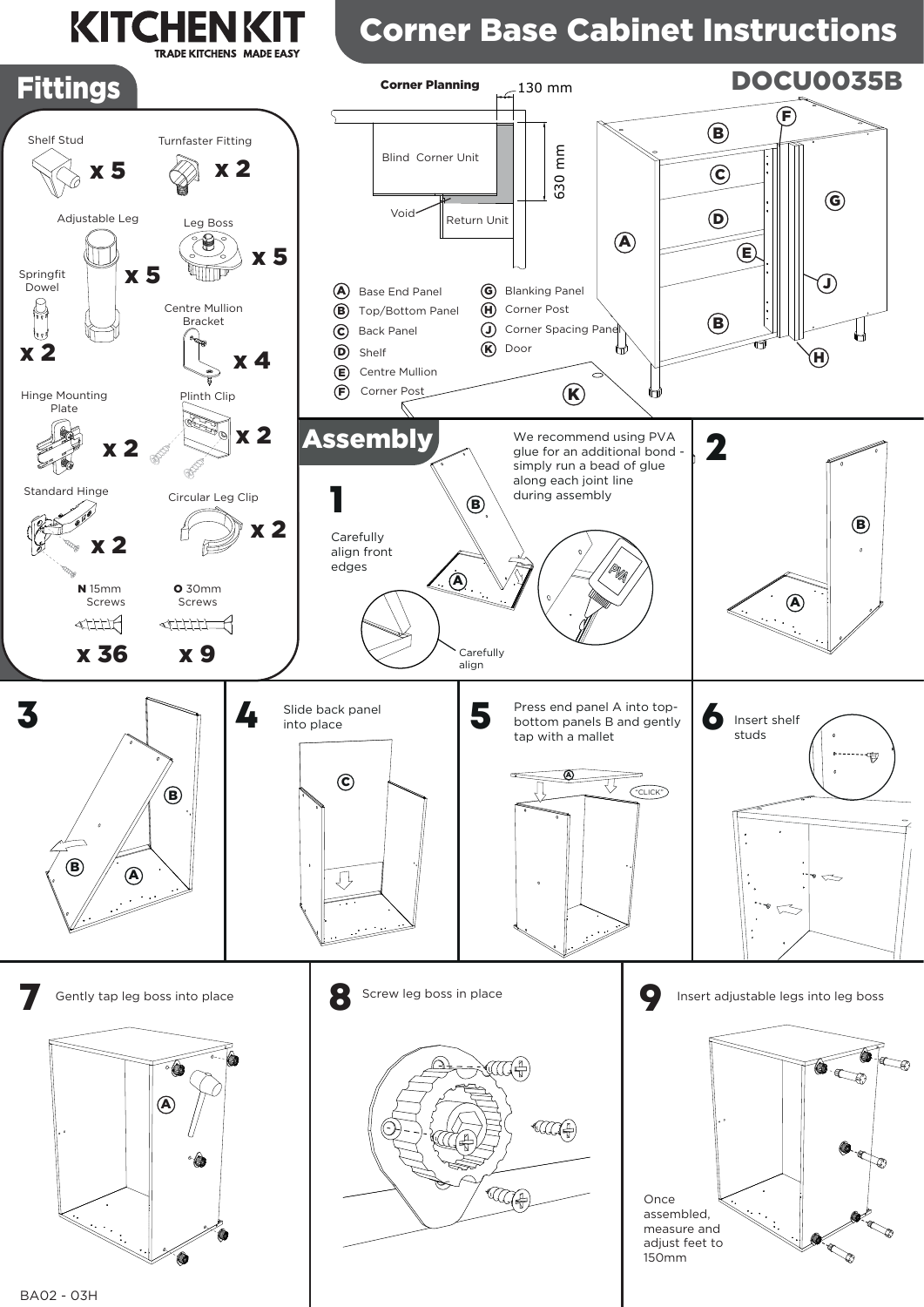# KITCHEN KIT

TRADE KITCHENS MADE EASY

# Corner Base Cabinet Instructions

DOCU0035B

## Fittings

| Fitting | Quantity |
|---|---|
| Shelf Stud | x 5 |
| Turnfaster Fitting | x 2 |
| Adjustable Leg | x 5 |
| Leg Boss | x 5 |
| Springfit Dowel | x 2 |
| Centre Mullion Bracket | x 4 |
| Hinge Mounting Plate | x 2 |
| Plinth Clip | x 2 |
| Standard Hinge | x 2 |
| Circular Leg Clip | x 2 |
| N 15mm Screws | x 36 |
| O 30mm Screws | x 9 |

## Corner Planning

130 mm

630 mm

Blind Corner Unit

Void

Return Unit

- A Base End Panel
- B Top/Bottom Panel
- C Back Panel
- D Shelf
- E Centre Mullion
- F Corner Post
- G Blanking Panel
- H Corner Post
- J Corner Spacing Panel
- K Door

## Assembly

We recommend using PVA glue for an additional bond - simply run a bead of glue along each joint line during assembly

**1** Carefully align front edges

Carefully align

**2**

**3**

**4** Slide back panel into place

**5** Press end panel A into top-bottom panels B and gently tap with a mallet

"CLICK"

**6** Insert shelf studs

**7** Gently tap leg boss into place

**8** Screw leg boss in place

**9** Insert adjustable legs into leg boss

Once assembled, measure and adjust feet to 150mm

BA02 - 03H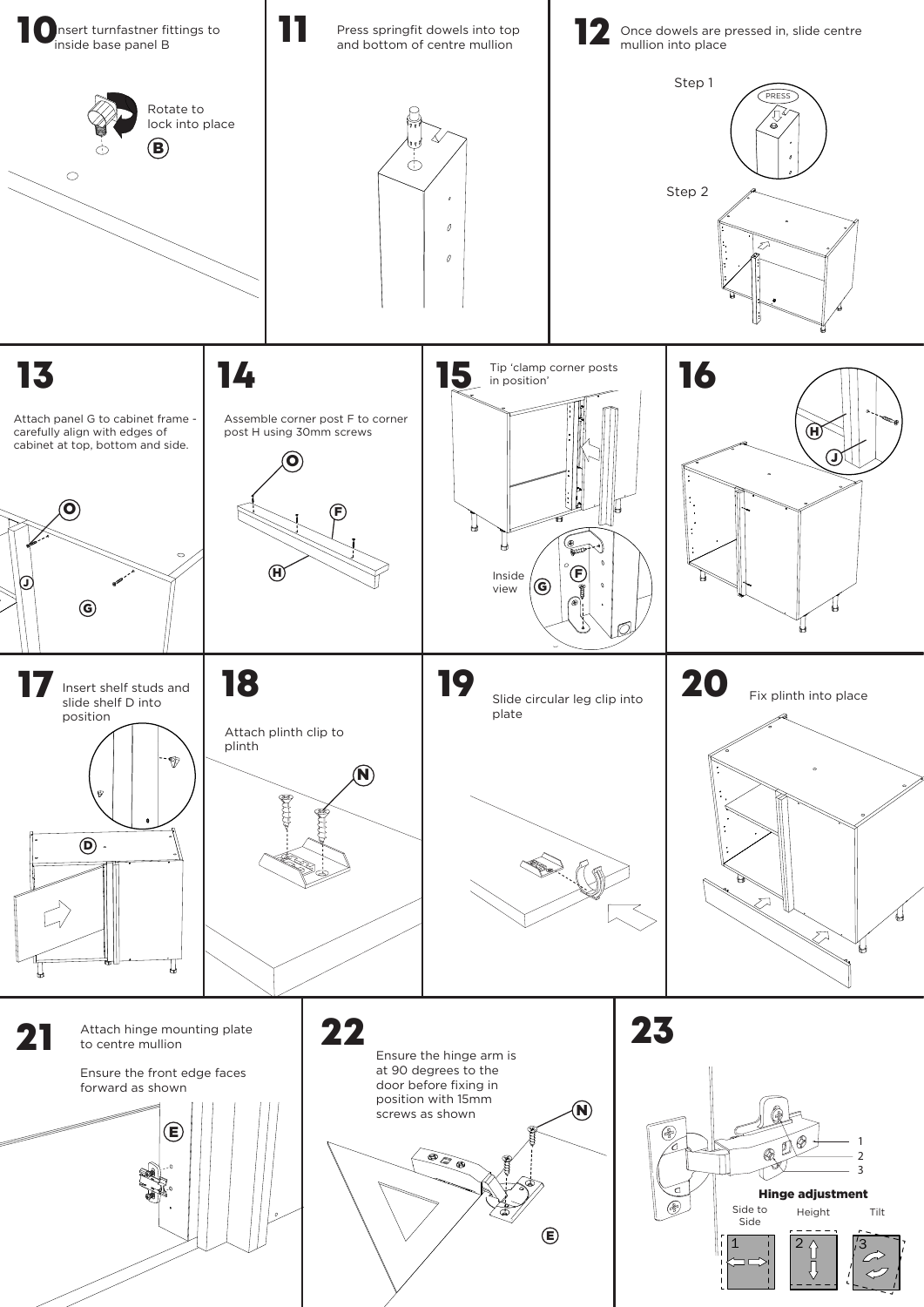## 10

Insert turnfastner fittings to inside base panel B

Rotate to lock into place

B

## 11

Press springfit dowels into top and bottom of centre mullion

## 12

Once dowels are pressed in, slide centre mullion into place

Step 1

PRESS

Step 2

## 13

Attach panel G to cabinet frame - carefully align with edges of cabinet at top, bottom and side.

O

J

G

## 14

Assemble corner post F to corner post H using 30mm screws

O

F

H

## 15

Tip 'clamp corner posts in position'

Inside view

G

F

## 16

H

J

## 17

Insert shelf studs and slide shelf D into position

D

## 18

Attach plinth clip to plinth

N

## 19

Slide circular leg clip into plate

## 20

Fix plinth into place

## 21

Attach hinge mounting plate to centre mullion

Ensure the front edge faces forward as shown

E

## 22

Ensure the hinge arm is at 90 degrees to the door before fixing in position with 15mm screws as shown

N

E

## 23

1
2
3

**Hinge adjustment**

Side to Side | Height | Tilt

1 | 2 | 3